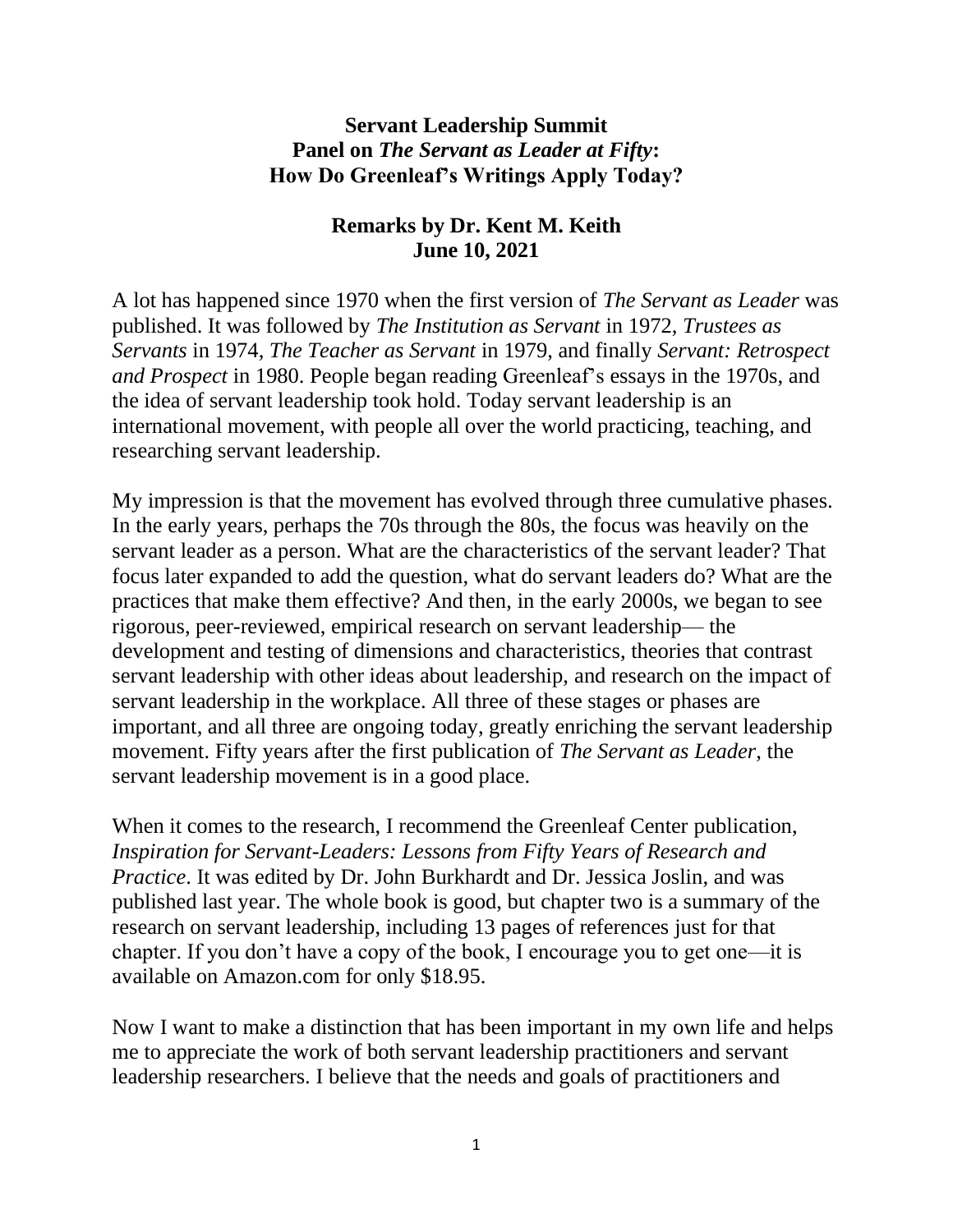# Servant Leadership Summit
## Panel on *The Servant as Leader at Fifty*: How Do Greenleaf's Writings Apply Today?

### Remarks by Dr. Kent M. Keith
### June 10, 2021

A lot has happened since 1970 when the first version of *The Servant as Leader* was published. It was followed by *The Institution as Servant* in 1972, *Trustees as Servants* in 1974, *The Teacher as Servant* in 1979, and finally *Servant: Retrospect and Prospect* in 1980. People began reading Greenleaf's essays in the 1970s, and the idea of servant leadership took hold. Today servant leadership is an international movement, with people all over the world practicing, teaching, and researching servant leadership.

My impression is that the movement has evolved through three cumulative phases. In the early years, perhaps the 70s through the 80s, the focus was heavily on the servant leader as a person. What are the characteristics of the servant leader? That focus later expanded to add the question, what do servant leaders do? What are the practices that make them effective? And then, in the early 2000s, we began to see rigorous, peer-reviewed, empirical research on servant leadership— the development and testing of dimensions and characteristics, theories that contrast servant leadership with other ideas about leadership, and research on the impact of servant leadership in the workplace. All three of these stages or phases are important, and all three are ongoing today, greatly enriching the servant leadership movement. Fifty years after the first publication of *The Servant as Leader*, the servant leadership movement is in a good place.

When it comes to the research, I recommend the Greenleaf Center publication, *Inspiration for Servant-Leaders: Lessons from Fifty Years of Research and Practice*. It was edited by Dr. John Burkhardt and Dr. Jessica Joslin, and was published last year. The whole book is good, but chapter two is a summary of the research on servant leadership, including 13 pages of references just for that chapter. If you don't have a copy of the book, I encourage you to get one—it is available on Amazon.com for only $18.95.

Now I want to make a distinction that has been important in my own life and helps me to appreciate the work of both servant leadership practitioners and servant leadership researchers. I believe that the needs and goals of practitioners and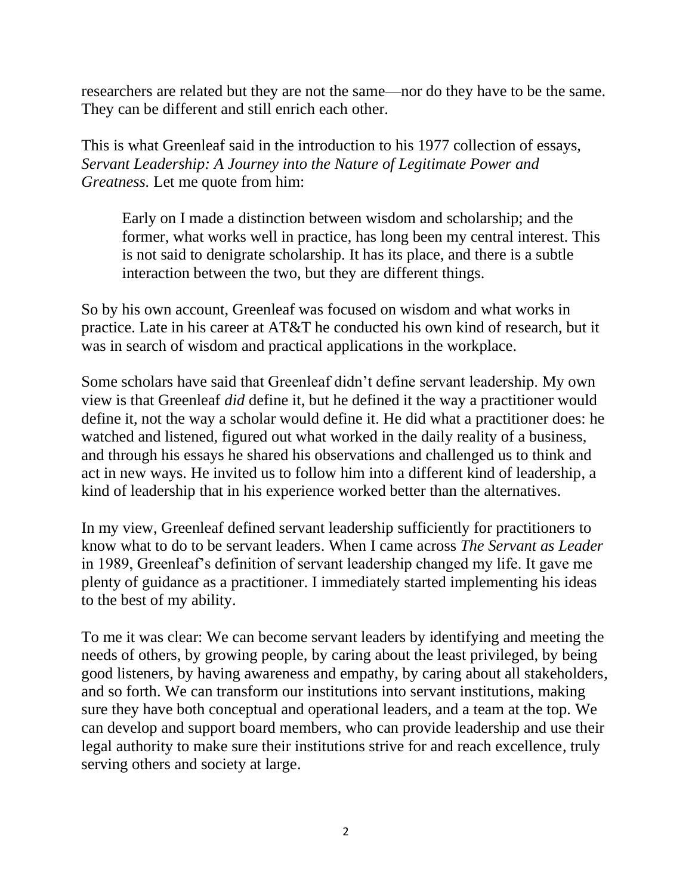researchers are related but they are not the same—nor do they have to be the same. They can be different and still enrich each other.

This is what Greenleaf said in the introduction to his 1977 collection of essays, *Servant Leadership: A Journey into the Nature of Legitimate Power and Greatness.* Let me quote from him:

> Early on I made a distinction between wisdom and scholarship; and the former, what works well in practice, has long been my central interest. This is not said to denigrate scholarship. It has its place, and there is a subtle interaction between the two, but they are different things.

So by his own account, Greenleaf was focused on wisdom and what works in practice. Late in his career at AT&T he conducted his own kind of research, but it was in search of wisdom and practical applications in the workplace.

Some scholars have said that Greenleaf didn't define servant leadership. My own view is that Greenleaf *did* define it, but he defined it the way a practitioner would define it, not the way a scholar would define it. He did what a practitioner does: he watched and listened, figured out what worked in the daily reality of a business, and through his essays he shared his observations and challenged us to think and act in new ways. He invited us to follow him into a different kind of leadership, a kind of leadership that in his experience worked better than the alternatives.

In my view, Greenleaf defined servant leadership sufficiently for practitioners to know what to do to be servant leaders. When I came across *The Servant as Leader* in 1989, Greenleaf's definition of servant leadership changed my life. It gave me plenty of guidance as a practitioner. I immediately started implementing his ideas to the best of my ability.

To me it was clear: We can become servant leaders by identifying and meeting the needs of others, by growing people, by caring about the least privileged, by being good listeners, by having awareness and empathy, by caring about all stakeholders, and so forth. We can transform our institutions into servant institutions, making sure they have both conceptual and operational leaders, and a team at the top. We can develop and support board members, who can provide leadership and use their legal authority to make sure their institutions strive for and reach excellence, truly serving others and society at large.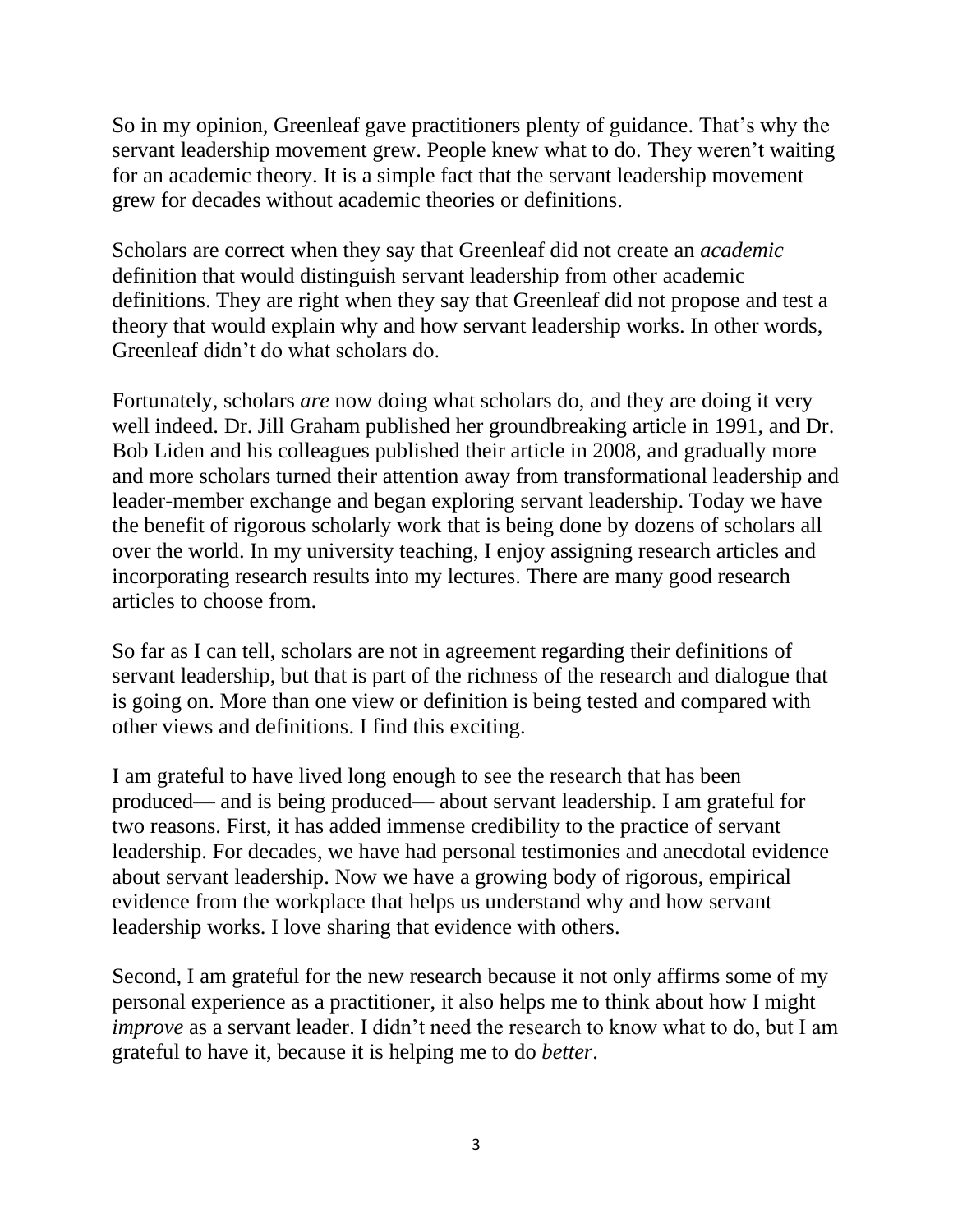So in my opinion, Greenleaf gave practitioners plenty of guidance. That's why the servant leadership movement grew. People knew what to do. They weren't waiting for an academic theory. It is a simple fact that the servant leadership movement grew for decades without academic theories or definitions.

Scholars are correct when they say that Greenleaf did not create an *academic* definition that would distinguish servant leadership from other academic definitions. They are right when they say that Greenleaf did not propose and test a theory that would explain why and how servant leadership works. In other words, Greenleaf didn't do what scholars do.

Fortunately, scholars *are* now doing what scholars do, and they are doing it very well indeed. Dr. Jill Graham published her groundbreaking article in 1991, and Dr. Bob Liden and his colleagues published their article in 2008, and gradually more and more scholars turned their attention away from transformational leadership and leader-member exchange and began exploring servant leadership. Today we have the benefit of rigorous scholarly work that is being done by dozens of scholars all over the world. In my university teaching, I enjoy assigning research articles and incorporating research results into my lectures. There are many good research articles to choose from.

So far as I can tell, scholars are not in agreement regarding their definitions of servant leadership, but that is part of the richness of the research and dialogue that is going on. More than one view or definition is being tested and compared with other views and definitions. I find this exciting.

I am grateful to have lived long enough to see the research that has been produced— and is being produced— about servant leadership. I am grateful for two reasons. First, it has added immense credibility to the practice of servant leadership. For decades, we have had personal testimonies and anecdotal evidence about servant leadership. Now we have a growing body of rigorous, empirical evidence from the workplace that helps us understand why and how servant leadership works. I love sharing that evidence with others.

Second, I am grateful for the new research because it not only affirms some of my personal experience as a practitioner, it also helps me to think about how I might *improve* as a servant leader. I didn't need the research to know what to do, but I am grateful to have it, because it is helping me to do *better*.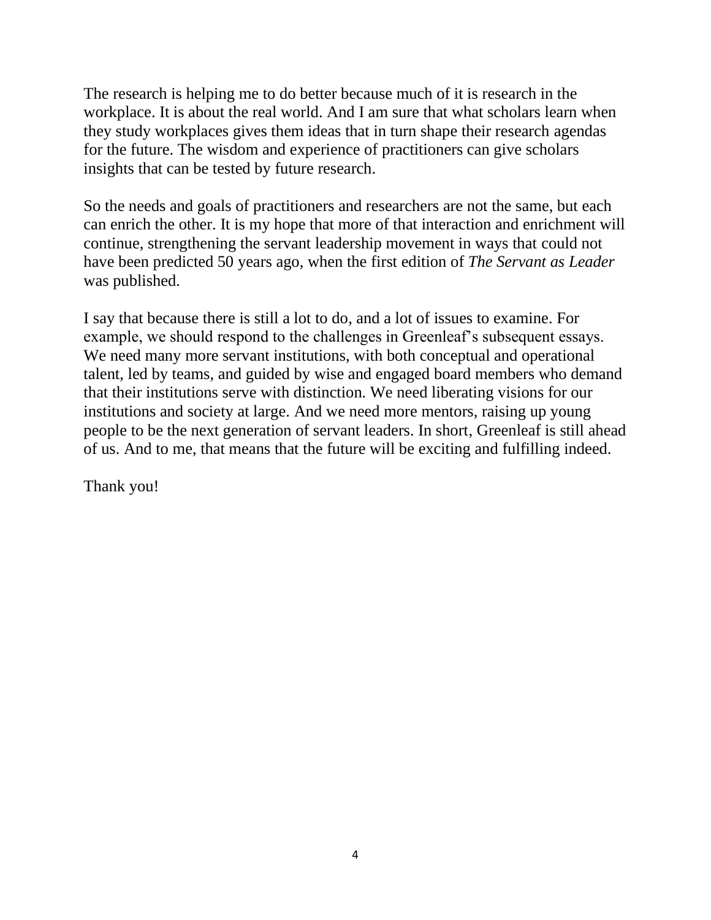The research is helping me to do better because much of it is research in the workplace. It is about the real world. And I am sure that what scholars learn when they study workplaces gives them ideas that in turn shape their research agendas for the future. The wisdom and experience of practitioners can give scholars insights that can be tested by future research.

So the needs and goals of practitioners and researchers are not the same, but each can enrich the other. It is my hope that more of that interaction and enrichment will continue, strengthening the servant leadership movement in ways that could not have been predicted 50 years ago, when the first edition of *The Servant as Leader* was published.

I say that because there is still a lot to do, and a lot of issues to examine. For example, we should respond to the challenges in Greenleaf's subsequent essays. We need many more servant institutions, with both conceptual and operational talent, led by teams, and guided by wise and engaged board members who demand that their institutions serve with distinction. We need liberating visions for our institutions and society at large. And we need more mentors, raising up young people to be the next generation of servant leaders. In short, Greenleaf is still ahead of us. And to me, that means that the future will be exciting and fulfilling indeed.

Thank you!